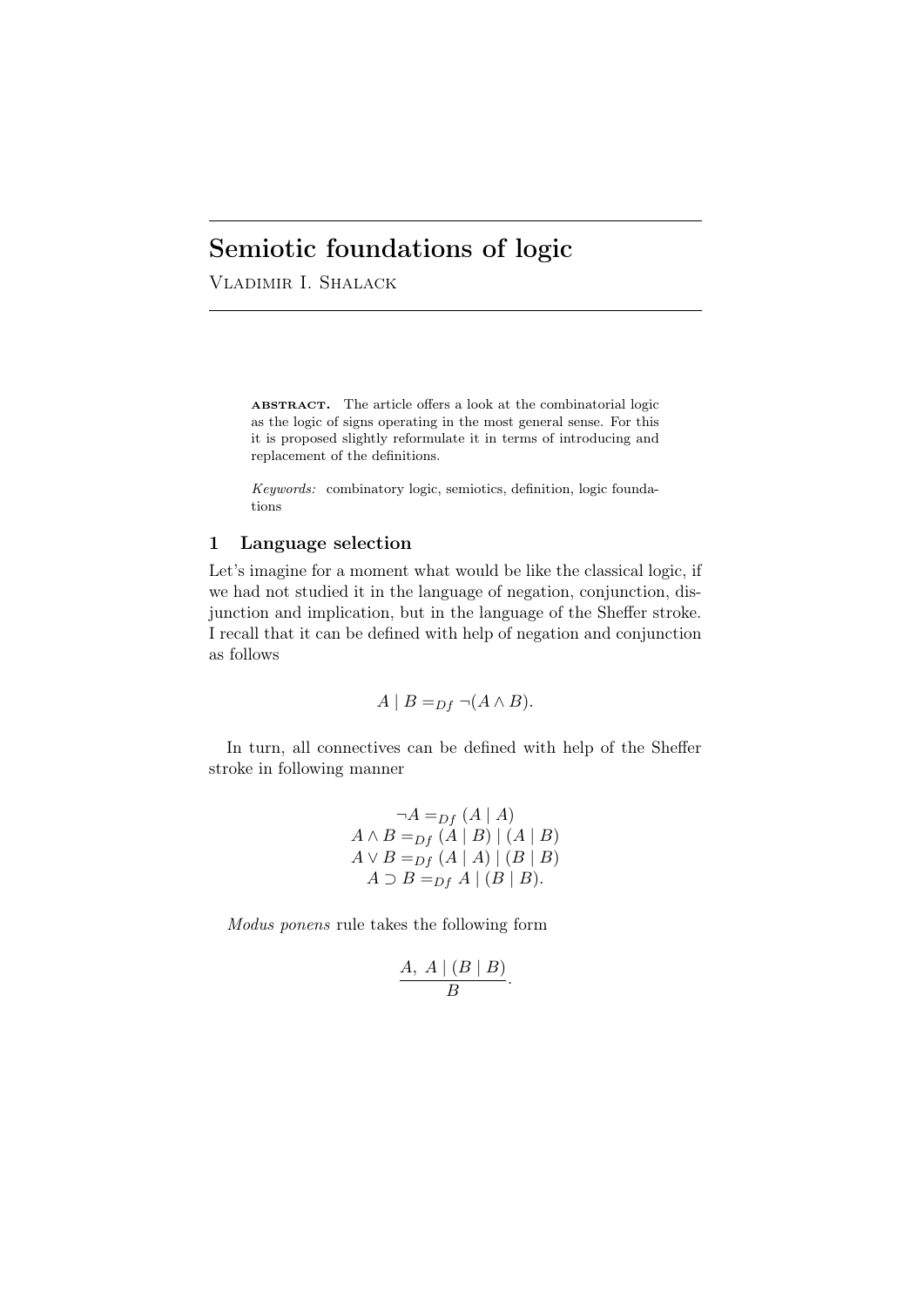# Semiotic foundations of logic

Vladimir I. Shalack

**ABSTRACT.** The article offers a look at the combinatorial logic as the logic of signs operating in the most general sense. For this it is proposed slightly reformulate it in terms of introducing and replacement of the definitions.

*Keywords:* combinatory logic, semiotics, definition, logic foundations

## 1 Language selection

Let's imagine for a moment what would be like the classical logic, if we had not studied it in the language of negation, conjunction, disjunction and implication, but in the language of the Sheffer stroke. I recall that it can be defined with help of negation and conjunction as follows

$$A \mid B =_{Df} \neg(A \wedge B).$$

In turn, all connectives can be defined with help of the Sheffer stroke in following manner

$$\neg A =_{Df} (A \mid A)$$
$$A \wedge B =_{Df} (A \mid B) \mid (A \mid B)$$
$$A \vee B =_{Df} (A \mid A) \mid (B \mid B)$$
$$A \supset B =_{Df} A \mid (B \mid B).$$

*Modus ponens* rule takes the following form

$$\frac{A,\ A \mid (B \mid B)}{B}.$$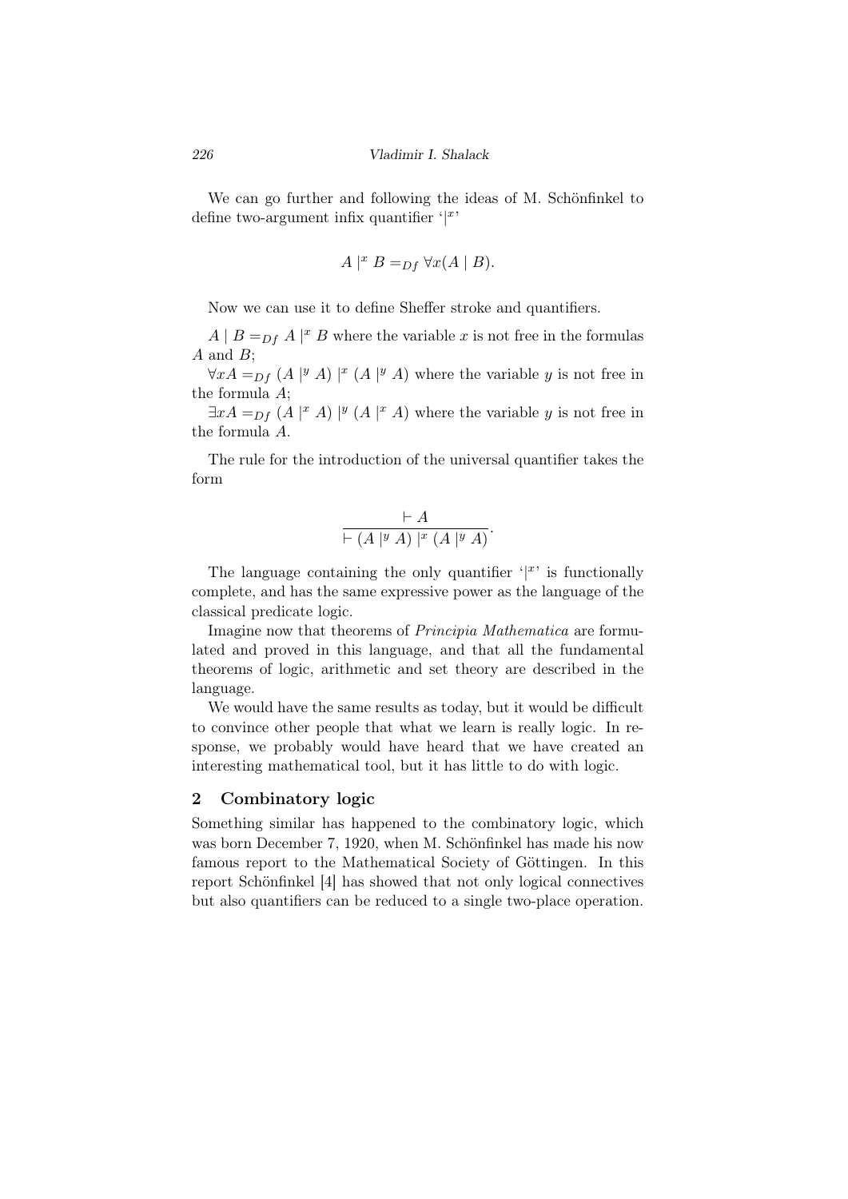We can go further and following the ideas of M. Schönfinkel to define two-argument infix quantifier '$|^x$'

$$A \mid^x B =_{Df} \forall x(A \mid B).$$

Now we can use it to define Sheffer stroke and quantifiers.

$A \mid B =_{Df} A \mid^x B$ where the variable $x$ is not free in the formulas $A$ and $B$;

$\forall x A =_{Df} (A \mid^y A) \mid^x (A \mid^y A)$ where the variable $y$ is not free in the formula $A$;

$\exists x A =_{Df} (A \mid^x A) \mid^y (A \mid^x A)$ where the variable $y$ is not free in the formula $A$.

The rule for the introduction of the universal quantifier takes the form

$$\frac{\vdash A}{\vdash (A \mid^y A) \mid^x (A \mid^y A)}.$$

The language containing the only quantifier '$|^x$' is functionally complete, and has the same expressive power as the language of the classical predicate logic.

Imagine now that theorems of *Principia Mathematica* are formulated and proved in this language, and that all the fundamental theorems of logic, arithmetic and set theory are described in the language.

We would have the same results as today, but it would be difficult to convince other people that what we learn is really logic. In response, we probably would have heard that we have created an interesting mathematical tool, but it has little to do with logic.

## 2 Combinatory logic

Something similar has happened to the combinatory logic, which was born December 7, 1920, when M. Schönfinkel has made his now famous report to the Mathematical Society of Göttingen. In this report Schönfinkel [4] has showed that not only logical connectives but also quantifiers can be reduced to a single two-place operation.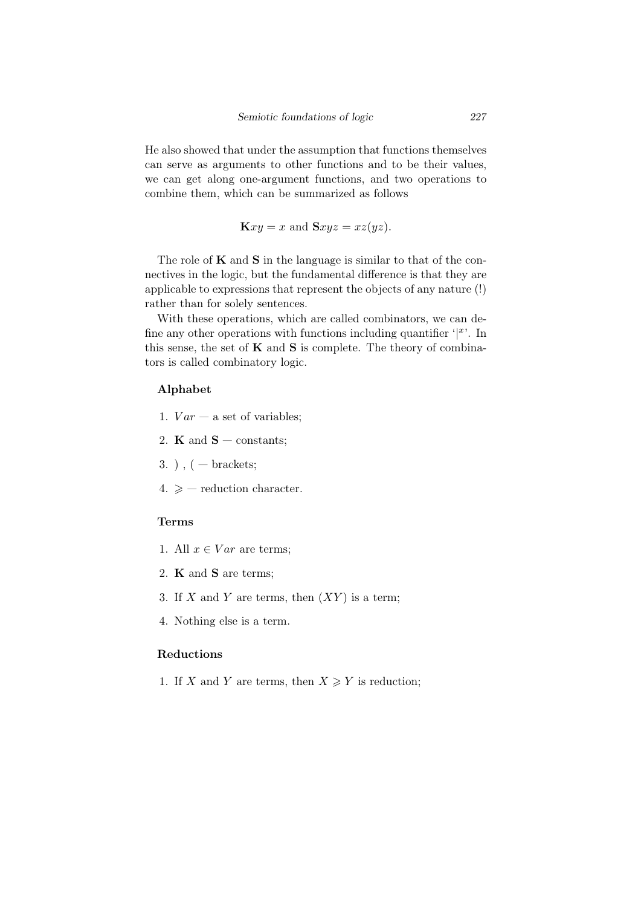He also showed that under the assumption that functions themselves can serve as arguments to other functions and to be their values, we can get along one-argument functions, and two operations to combine them, which can be summarized as follows

$$\mathbf{K}xy = x \text{ and } \mathbf{S}xyz = xz(yz).$$

The role of **K** and **S** in the language is similar to that of the connectives in the logic, but the fundamental difference is that they are applicable to expressions that represent the objects of any nature (!) rather than for solely sentences.

With these operations, which are called combinators, we can define any other operations with functions including quantifier '$|^x$'. In this sense, the set of **K** and **S** is complete. The theory of combinators is called combinatory logic.

### Alphabet

1. $Var$ — a set of variables;
2. **K** and **S** — constants;
3. ) , ( — brackets;
4. $\geqslant$ — reduction character.

### Terms

1. All $x \in Var$ are terms;
2. **K** and **S** are terms;
3. If $X$ and $Y$ are terms, then $(XY)$ is a term;
4. Nothing else is a term.

### Reductions

1. If $X$ and $Y$ are terms, then $X \geqslant Y$ is reduction;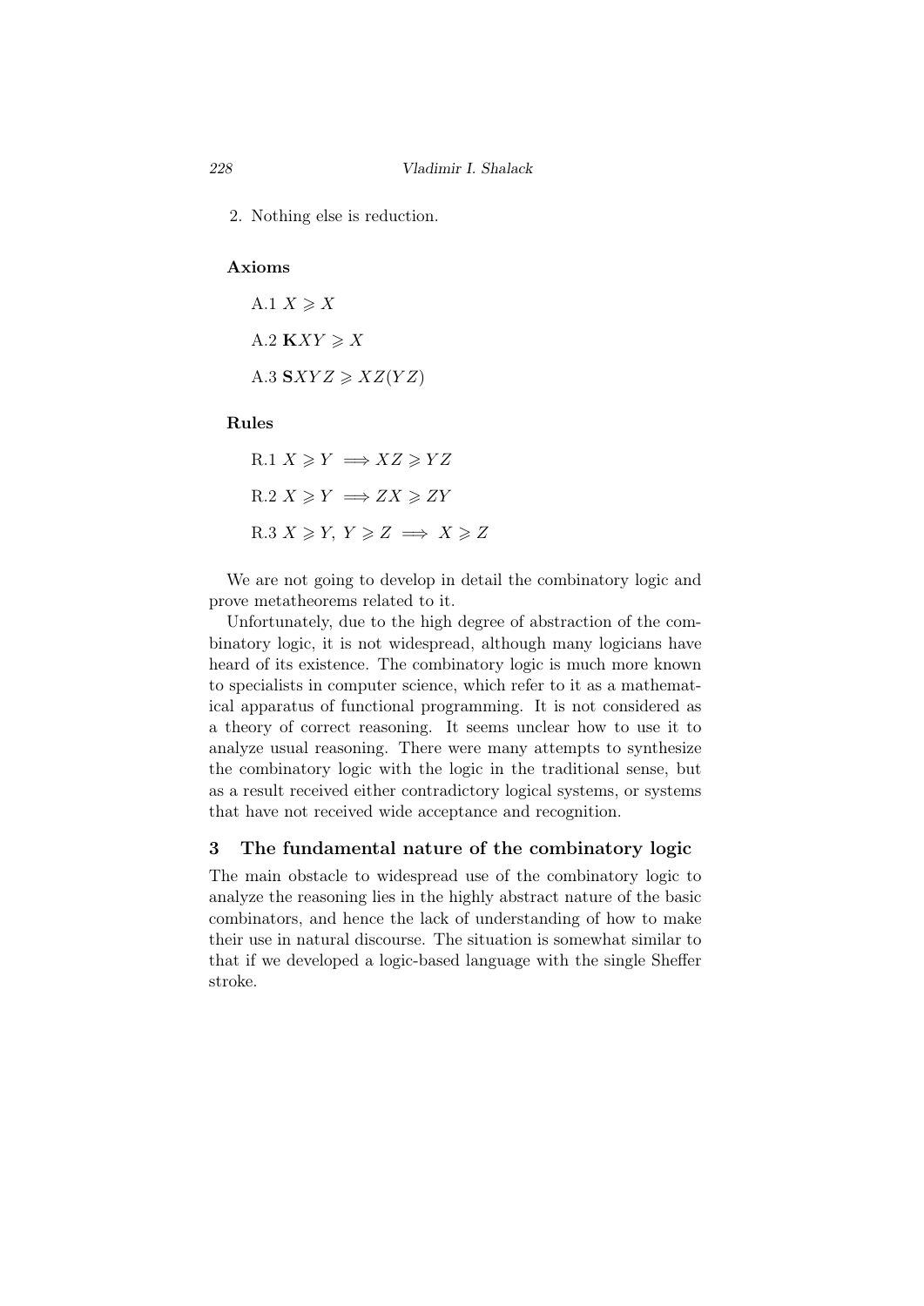2. Nothing else is reduction.

**Axioms**

A.1 $X \geqslant X$

A.2 $\mathbf{K}XY \geqslant X$

A.3 $\mathbf{S}XYZ \geqslant XZ(YZ)$

**Rules**

R.1 $X \geqslant Y \implies XZ \geqslant YZ$

R.2 $X \geqslant Y \implies ZX \geqslant ZY$

R.3 $X \geqslant Y,\ Y \geqslant Z \implies X \geqslant Z$

We are not going to develop in detail the combinatory logic and prove metatheorems related to it.

Unfortunately, due to the high degree of abstraction of the combinatory logic, it is not widespread, although many logicians have heard of its existence. The combinatory logic is much more known to specialists in computer science, which refer to it as a mathematical apparatus of functional programming. It is not considered as a theory of correct reasoning. It seems unclear how to use it to analyze usual reasoning. There were many attempts to synthesize the combinatory logic with the logic in the traditional sense, but as a result received either contradictory logical systems, or systems that have not received wide acceptance and recognition.

## 3 The fundamental nature of the combinatory logic

The main obstacle to widespread use of the combinatory logic to analyze the reasoning lies in the highly abstract nature of the basic combinators, and hence the lack of understanding of how to make their use in natural discourse. The situation is somewhat similar to that if we developed a logic-based language with the single Sheffer stroke.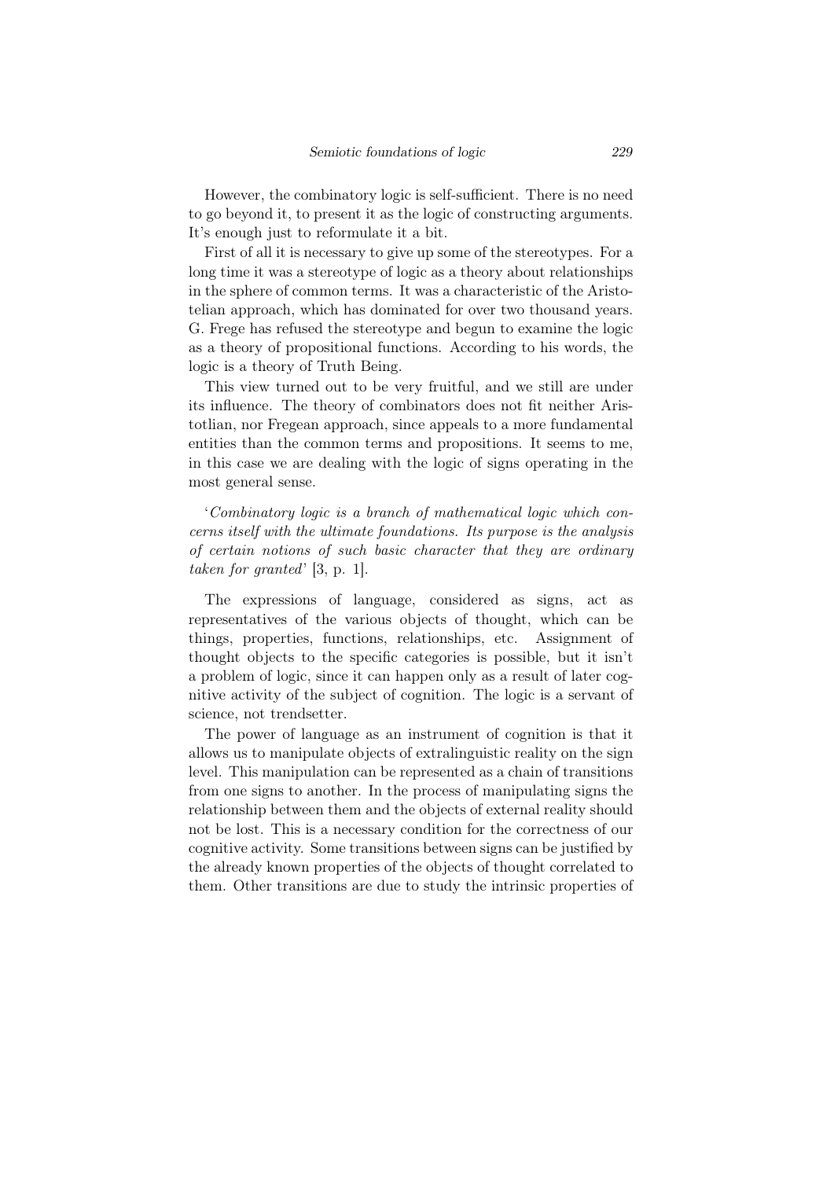However, the combinatory logic is self-sufficient. There is no need to go beyond it, to present it as the logic of constructing arguments. It's enough just to reformulate it a bit.

First of all it is necessary to give up some of the stereotypes. For a long time it was a stereotype of logic as a theory about relationships in the sphere of common terms. It was a characteristic of the Aristotelian approach, which has dominated for over two thousand years. G. Frege has refused the stereotype and begun to examine the logic as a theory of propositional functions. According to his words, the logic is a theory of Truth Being.

This view turned out to be very fruitful, and we still are under its influence. The theory of combinators does not fit neither Aristotlian, nor Fregean approach, since appeals to a more fundamental entities than the common terms and propositions. It seems to me, in this case we are dealing with the logic of signs operating in the most general sense.

'*Combinatory logic is a branch of mathematical logic which concerns itself with the ultimate foundations. Its purpose is the analysis of certain notions of such basic character that they are ordinary taken for granted*' [3, p. 1].

The expressions of language, considered as signs, act as representatives of the various objects of thought, which can be things, properties, functions, relationships, etc. Assignment of thought objects to the specific categories is possible, but it isn't a problem of logic, since it can happen only as a result of later cognitive activity of the subject of cognition. The logic is a servant of science, not trendsetter.

The power of language as an instrument of cognition is that it allows us to manipulate objects of extralinguistic reality on the sign level. This manipulation can be represented as a chain of transitions from one signs to another. In the process of manipulating signs the relationship between them and the objects of external reality should not be lost. This is a necessary condition for the correctness of our cognitive activity. Some transitions between signs can be justified by the already known properties of the objects of thought correlated to them. Other transitions are due to study the intrinsic properties of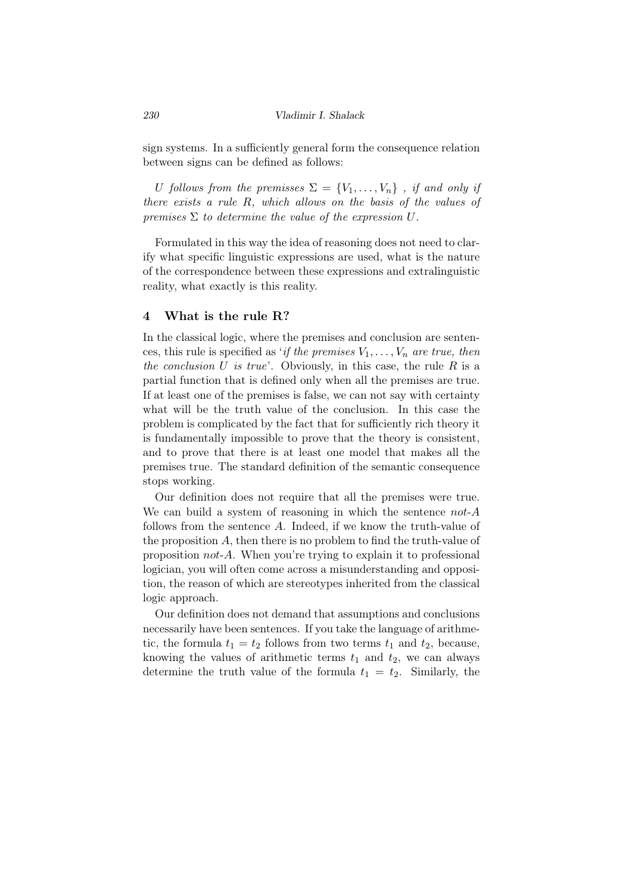sign systems. In a sufficiently general form the consequence relation between signs can be defined as follows:

*U follows from the premisses* $\Sigma = \{V_1, \ldots, V_n\}$ *, if and only if there exists a rule R, which allows on the basis of the values of premises* $\Sigma$ *to determine the value of the expression U.*

Formulated in this way the idea of reasoning does not need to clarify what specific linguistic expressions are used, what is the nature of the correspondence between these expressions and extralinguistic reality, what exactly is this reality.

## 4 What is the rule R?

In the classical logic, where the premises and conclusion are sentences, this rule is specified as '*if the premises* $V_1, \ldots, V_n$ *are true, then the conclusion U is true*'. Obviously, in this case, the rule $R$ is a partial function that is defined only when all the premises are true. If at least one of the premises is false, we can not say with certainty what will be the truth value of the conclusion. In this case the problem is complicated by the fact that for sufficiently rich theory it is fundamentally impossible to prove that the theory is consistent, and to prove that there is at least one model that makes all the premises true. The standard definition of the semantic consequence stops working.

Our definition does not require that all the premises were true. We can build a system of reasoning in which the sentence *not-A* follows from the sentence $A$. Indeed, if we know the truth-value of the proposition $A$, then there is no problem to find the truth-value of proposition *not-A*. When you're trying to explain it to professional logician, you will often come across a misunderstanding and opposition, the reason of which are stereotypes inherited from the classical logic approach.

Our definition does not demand that assumptions and conclusions necessarily have been sentences. If you take the language of arithmetic, the formula $t_1 = t_2$ follows from two terms $t_1$ and $t_2$, because, knowing the values of arithmetic terms $t_1$ and $t_2$, we can always determine the truth value of the formula $t_1 = t_2$. Similarly, the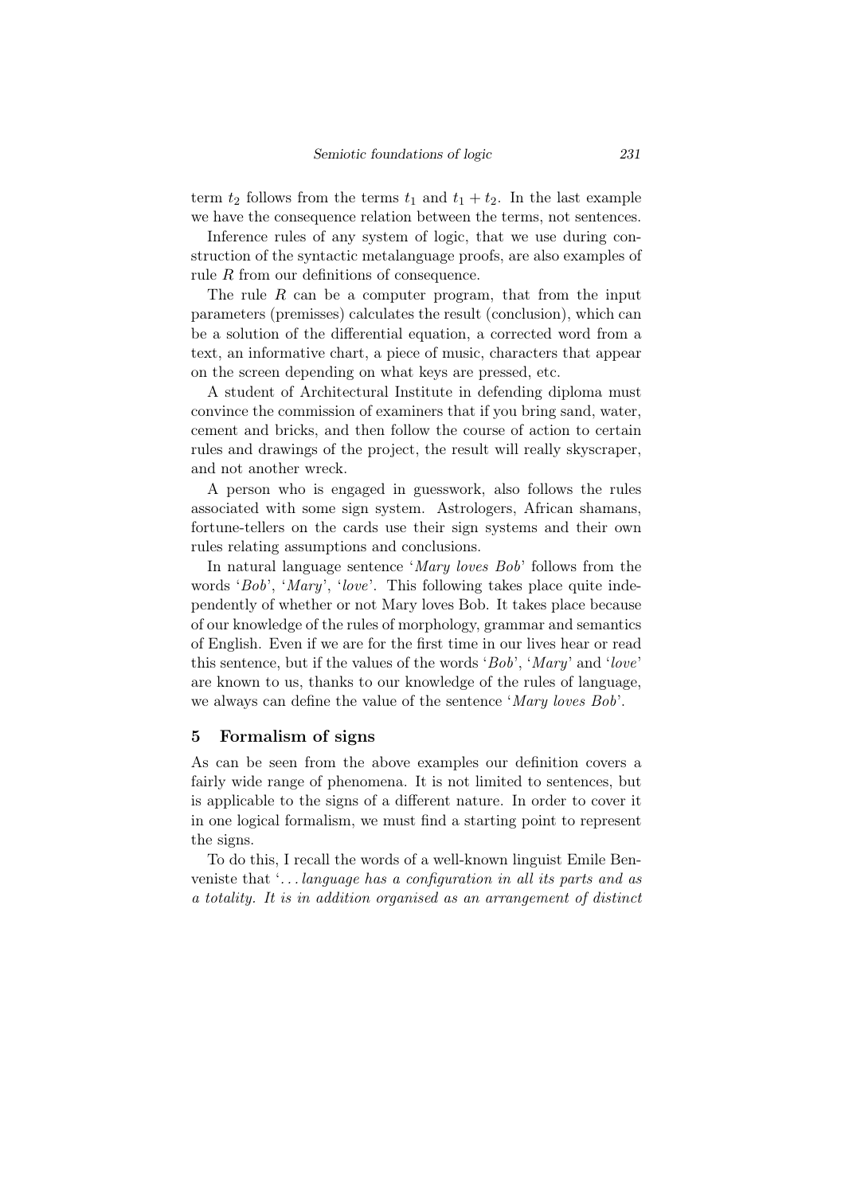term $t_2$ follows from the terms $t_1$ and $t_1 + t_2$. In the last example we have the consequence relation between the terms, not sentences.

Inference rules of any system of logic, that we use during construction of the syntactic metalanguage proofs, are also examples of rule $R$ from our definitions of consequence.

The rule $R$ can be a computer program, that from the input parameters (premisses) calculates the result (conclusion), which can be a solution of the differential equation, a corrected word from a text, an informative chart, a piece of music, characters that appear on the screen depending on what keys are pressed, etc.

A student of Architectural Institute in defending diploma must convince the commission of examiners that if you bring sand, water, cement and bricks, and then follow the course of action to certain rules and drawings of the project, the result will really skyscraper, and not another wreck.

A person who is engaged in guesswork, also follows the rules associated with some sign system. Astrologers, African shamans, fortune-tellers on the cards use their sign systems and their own rules relating assumptions and conclusions.

In natural language sentence '*Mary loves Bob*' follows from the words '*Bob*', '*Mary*', '*love*'. This following takes place quite independently of whether or not Mary loves Bob. It takes place because of our knowledge of the rules of morphology, grammar and semantics of English. Even if we are for the first time in our lives hear or read this sentence, but if the values of the words '*Bob*', '*Mary*' and '*love*' are known to us, thanks to our knowledge of the rules of language, we always can define the value of the sentence '*Mary loves Bob*'.

## 5 Formalism of signs

As can be seen from the above examples our definition covers a fairly wide range of phenomena. It is not limited to sentences, but is applicable to the signs of a different nature. In order to cover it in one logical formalism, we must find a starting point to represent the signs.

To do this, I recall the words of a well-known linguist Emile Benveniste that '*... language has a configuration in all its parts and as a totality. It is in addition organised as an arrangement of distinct*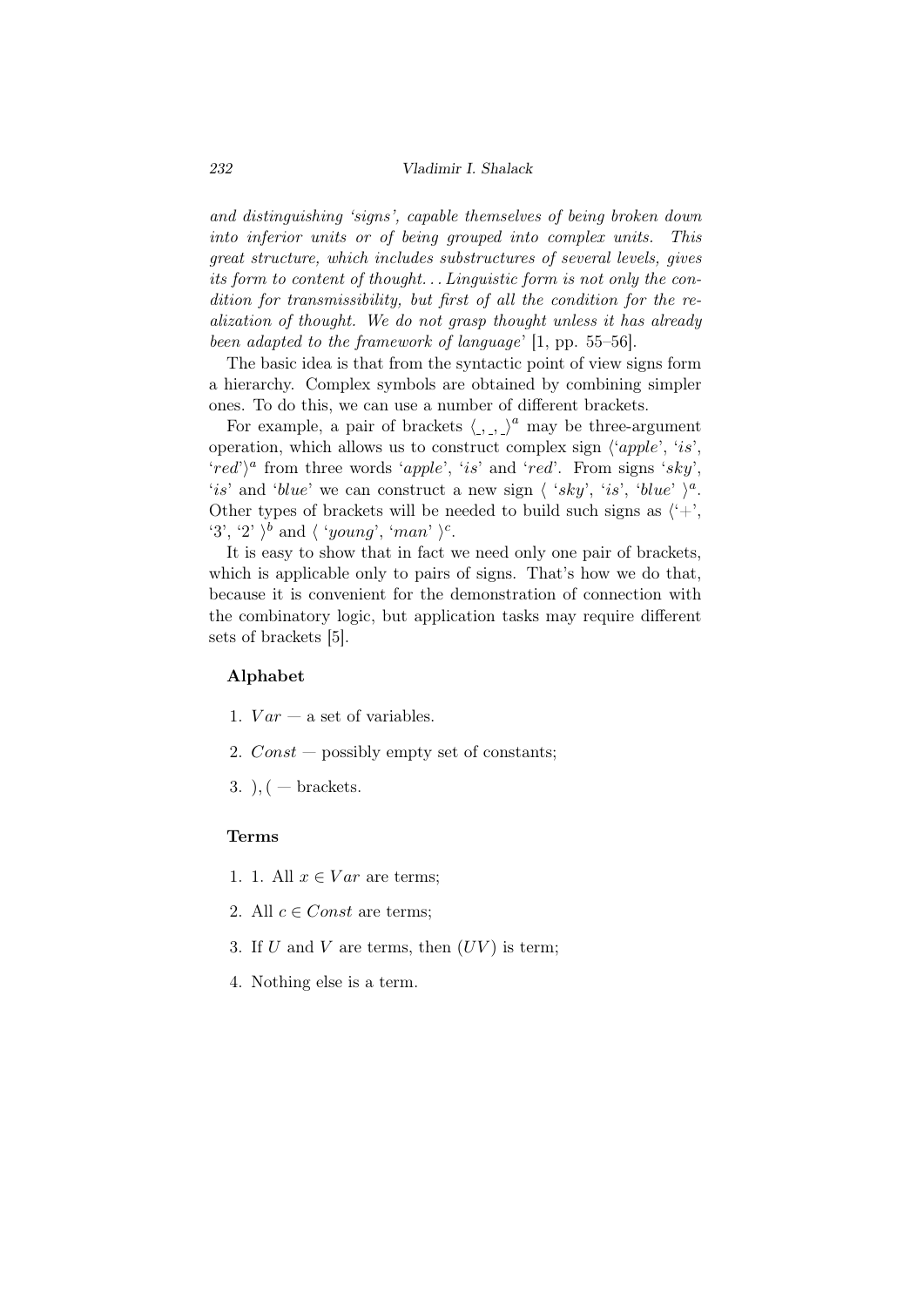*and distinguishing 'signs', capable themselves of being broken down into inferior units or of being grouped into complex units. This great structure, which includes substructures of several levels, gives its form to content of thought... Linguistic form is not only the condition for transmissibility, but first of all the condition for the realization of thought. We do not grasp thought unless it has already been adapted to the framework of language'* [1, pp. 55–56].

The basic idea is that from the syntactic point of view signs form a hierarchy. Complex symbols are obtained by combining simpler ones. To do this, we can use a number of different brackets.

For example, a pair of brackets $\langle \_, \_, \_ \rangle^a$ may be three-argument operation, which allows us to construct complex sign $\langle$'*apple*', '*is*', '*red*'$\rangle^a$ from three words '*apple*', '*is*' and '*red*'. From signs '*sky*', '*is*' and '*blue*' we can construct a new sign $\langle$ '*sky*', '*is*', '*blue*' $\rangle^a$. Other types of brackets will be needed to build such signs as $\langle$'+', '3', '2' $\rangle^b$ and $\langle$ '*young*', '*man*' $\rangle^c$.

It is easy to show that in fact we need only one pair of brackets, which is applicable only to pairs of signs. That's how we do that, because it is convenient for the demonstration of connection with the combinatory logic, but application tasks may require different sets of brackets [5].

**Alphabet**

1. $Var$ — a set of variables.
2. $Const$ — possibly empty set of constants;
3. $), ($ — brackets.

**Terms**

1. 1. All $x \in Var$ are terms;
2. All $c \in Const$ are terms;
3. If $U$ and $V$ are terms, then $(UV)$ is term;
4. Nothing else is a term.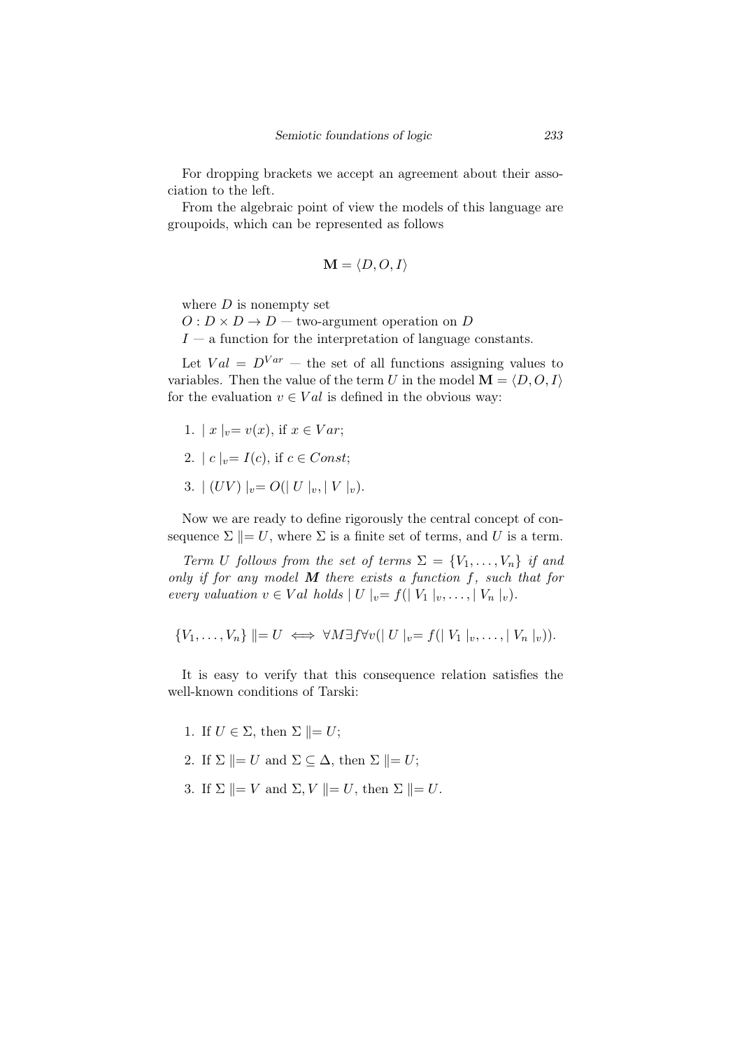For dropping brackets we accept an agreement about their association to the left.

From the algebraic point of view the models of this language are groupoids, which can be represented as follows

$$\mathbf{M} = \langle D, O, I \rangle$$

where $D$ is nonempty set

$O : D \times D \to D$ — two-argument operation on $D$

$I$ — a function for the interpretation of language constants.

Let $Val = D^{Var}$ — the set of all functions assigning values to variables. Then the value of the term $U$ in the model $\mathbf{M} = \langle D, O, I \rangle$ for the evaluation $v \in Val$ is defined in the obvious way:

1. $\mid x \mid_v = v(x)$, if $x \in Var$;
2. $\mid c \mid_v = I(c)$, if $c \in Const$;
3. $\mid (UV) \mid_v = O(\mid U \mid_v, \mid V \mid_v)$.

Now we are ready to define rigorously the central concept of consequence $\Sigma \Vert= U$, where $\Sigma$ is a finite set of terms, and $U$ is a term.

*Term $U$ follows from the set of terms $\Sigma = \{V_1, \ldots, V_n\}$ if and only if for any model $\boldsymbol{M}$ there exists a function $f$, such that for every valuation $v \in Val$ holds $\mid U \mid_v = f(\mid V_1 \mid_v, \ldots, \mid V_n \mid_v)$.*

$$\{V_1, \ldots, V_n\} \Vert= U \iff \forall M \exists f \forall v (\mid U \mid_v = f(\mid V_1 \mid_v, \ldots, \mid V_n \mid_v)).$$

It is easy to verify that this consequence relation satisfies the well-known conditions of Tarski:

1. If $U \in \Sigma$, then $\Sigma \Vert= U$;
2. If $\Sigma \Vert= U$ and $\Sigma \subseteq \Delta$, then $\Sigma \Vert= U$;
3. If $\Sigma \Vert= V$ and $\Sigma, V \Vert= U$, then $\Sigma \Vert= U$.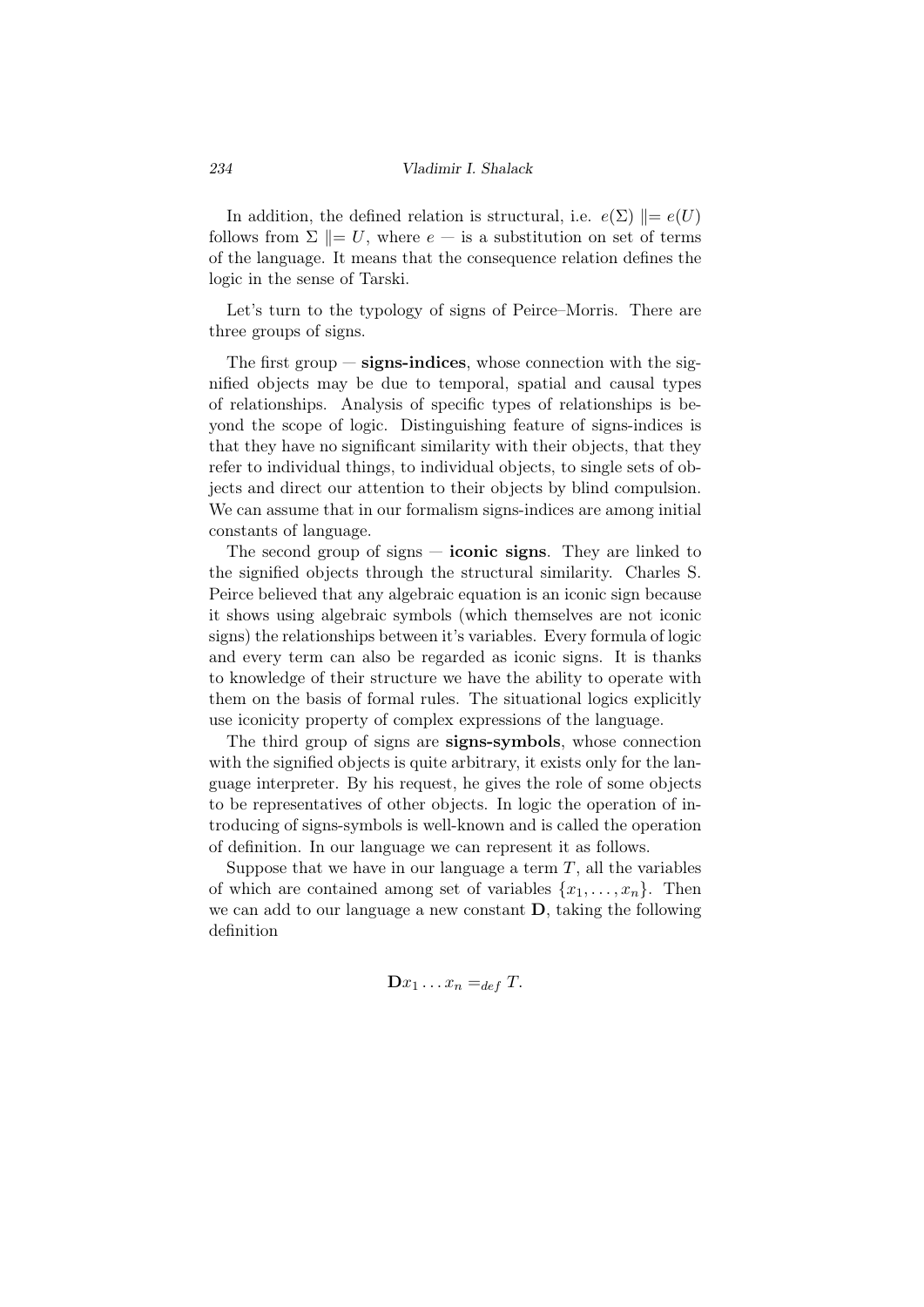In addition, the defined relation is structural, i.e. $e(\Sigma) \Vdash e(U)$ follows from $\Sigma \Vdash U$, where $e$ — is a substitution on set of terms of the language. It means that the consequence relation defines the logic in the sense of Tarski.

Let's turn to the typology of signs of Peirce–Morris. There are three groups of signs.

The first group — **signs-indices**, whose connection with the signified objects may be due to temporal, spatial and causal types of relationships. Analysis of specific types of relationships is beyond the scope of logic. Distinguishing feature of signs-indices is that they have no significant similarity with their objects, that they refer to individual things, to individual objects, to single sets of objects and direct our attention to their objects by blind compulsion. We can assume that in our formalism signs-indices are among initial constants of language.

The second group of signs — **iconic signs**. They are linked to the signified objects through the structural similarity. Charles S. Peirce believed that any algebraic equation is an iconic sign because it shows using algebraic symbols (which themselves are not iconic signs) the relationships between it's variables. Every formula of logic and every term can also be regarded as iconic signs. It is thanks to knowledge of their structure we have the ability to operate with them on the basis of formal rules. The situational logics explicitly use iconicity property of complex expressions of the language.

The third group of signs are **signs-symbols**, whose connection with the signified objects is quite arbitrary, it exists only for the language interpreter. By his request, he gives the role of some objects to be representatives of other objects. In logic the operation of introducing of signs-symbols is well-known and is called the operation of definition. In our language we can represent it as follows.

Suppose that we have in our language a term $T$, all the variables of which are contained among set of variables $\{x_1, \ldots, x_n\}$. Then we can add to our language a new constant $\mathbf{D}$, taking the following definition

$$\mathbf{D}x_1 \ldots x_n =_{def} T.$$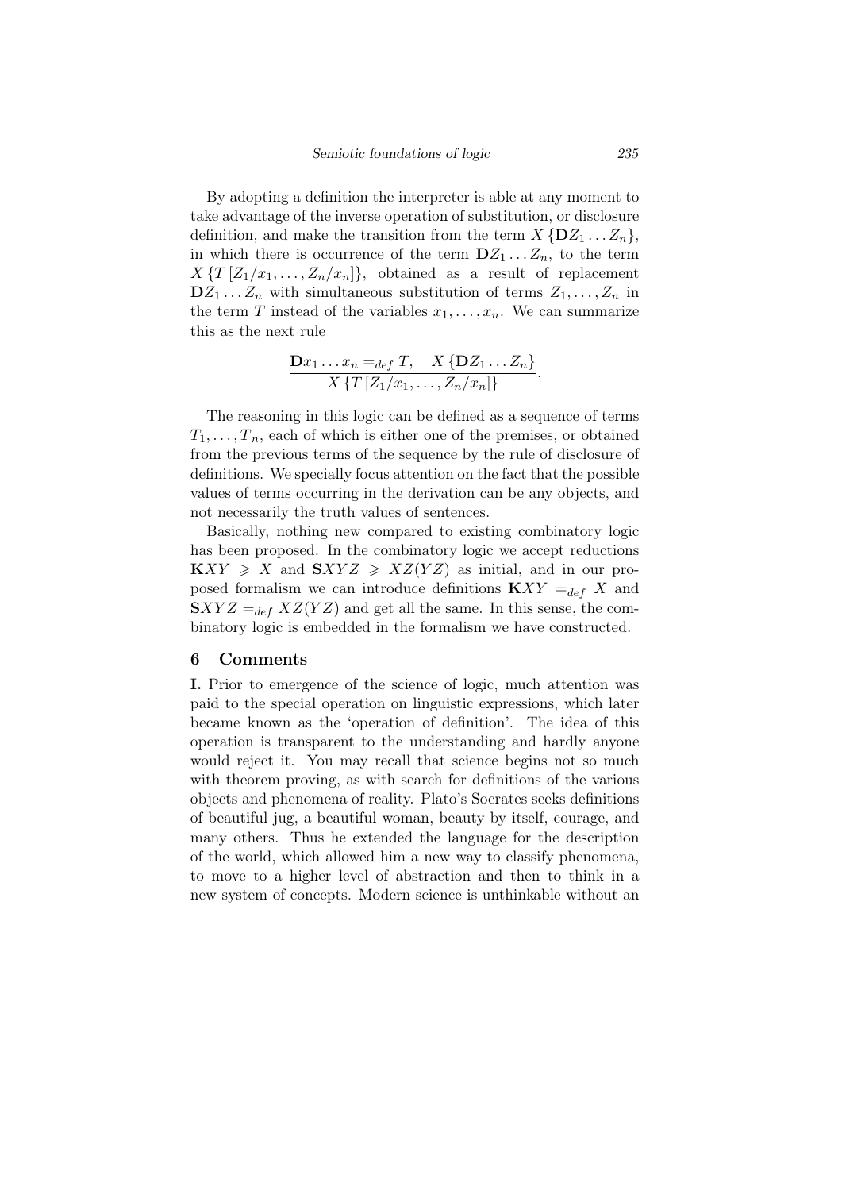By adopting a definition the interpreter is able at any moment to take advantage of the inverse operation of substitution, or disclosure definition, and make the transition from the term $X\{\mathbf{D}Z_1 \ldots Z_n\}$, in which there is occurrence of the term $\mathbf{D}Z_1 \ldots Z_n$, to the term $X\{T[Z_1/x_1, \ldots, Z_n/x_n]\}$, obtained as a result of replacement $\mathbf{D}Z_1 \ldots Z_n$ with simultaneous substitution of terms $Z_1, \ldots, Z_n$ in the term $T$ instead of the variables $x_1, \ldots, x_n$. We can summarize this as the next rule

$$\frac{\mathbf{D}x_1 \ldots x_n =_{def} T, \quad X\{\mathbf{D}Z_1 \ldots Z_n\}}{X\{T[Z_1/x_1, \ldots, Z_n/x_n]\}}.$$

The reasoning in this logic can be defined as a sequence of terms $T_1, \ldots, T_n$, each of which is either one of the premises, or obtained from the previous terms of the sequence by the rule of disclosure of definitions. We specially focus attention on the fact that the possible values of terms occurring in the derivation can be any objects, and not necessarily the truth values of sentences.

Basically, nothing new compared to existing combinatory logic has been proposed. In the combinatory logic we accept reductions $\mathbf{K}XY \geqslant X$ and $\mathbf{S}XYZ \geqslant XZ(YZ)$ as initial, and in our proposed formalism we can introduce definitions $\mathbf{K}XY =_{def} X$ and $\mathbf{S}XYZ =_{def} XZ(YZ)$ and get all the same. In this sense, the combinatory logic is embedded in the formalism we have constructed.

## 6 Comments

**I.** Prior to emergence of the science of logic, much attention was paid to the special operation on linguistic expressions, which later became known as the 'operation of definition'. The idea of this operation is transparent to the understanding and hardly anyone would reject it. You may recall that science begins not so much with theorem proving, as with search for definitions of the various objects and phenomena of reality. Plato's Socrates seeks definitions of beautiful jug, a beautiful woman, beauty by itself, courage, and many others. Thus he extended the language for the description of the world, which allowed him a new way to classify phenomena, to move to a higher level of abstraction and then to think in a new system of concepts. Modern science is unthinkable without an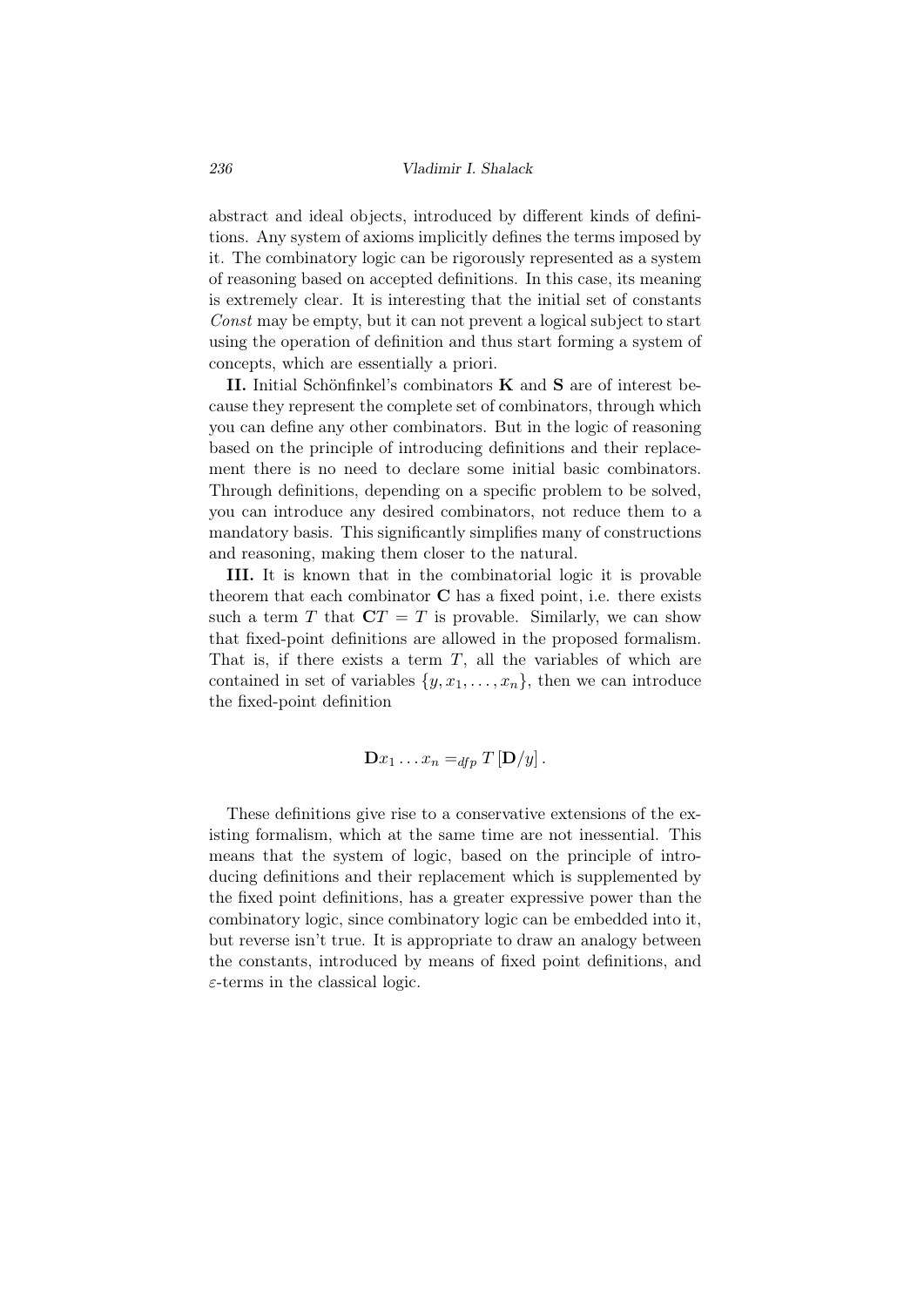abstract and ideal objects, introduced by different kinds of definitions. Any system of axioms implicitly defines the terms imposed by it. The combinatory logic can be rigorously represented as a system of reasoning based on accepted definitions. In this case, its meaning is extremely clear. It is interesting that the initial set of constants *Const* may be empty, but it can not prevent a logical subject to start using the operation of definition and thus start forming a system of concepts, which are essentially a priori.

**II.** Initial Schönfinkel's combinators **K** and **S** are of interest because they represent the complete set of combinators, through which you can define any other combinators. But in the logic of reasoning based on the principle of introducing definitions and their replacement there is no need to declare some initial basic combinators. Through definitions, depending on a specific problem to be solved, you can introduce any desired combinators, not reduce them to a mandatory basis. This significantly simplifies many of constructions and reasoning, making them closer to the natural.

**III.** It is known that in the combinatorial logic it is provable theorem that each combinator **C** has a fixed point, i.e. there exists such a term $T$ that $\mathbf{C}T = T$ is provable. Similarly, we can show that fixed-point definitions are allowed in the proposed formalism. That is, if there exists a term $T$, all the variables of which are contained in set of variables $\{y, x_1, \ldots, x_n\}$, then we can introduce the fixed-point definition

$$\mathbf{D}x_1 \ldots x_n =_{dfp} T\,[\mathbf{D}/y]\,.$$

These definitions give rise to a conservative extensions of the existing formalism, which at the same time are not inessential. This means that the system of logic, based on the principle of introducing definitions and their replacement which is supplemented by the fixed point definitions, has a greater expressive power than the combinatory logic, since combinatory logic can be embedded into it, but reverse isn't true. It is appropriate to draw an analogy between the constants, introduced by means of fixed point definitions, and $\varepsilon$-terms in the classical logic.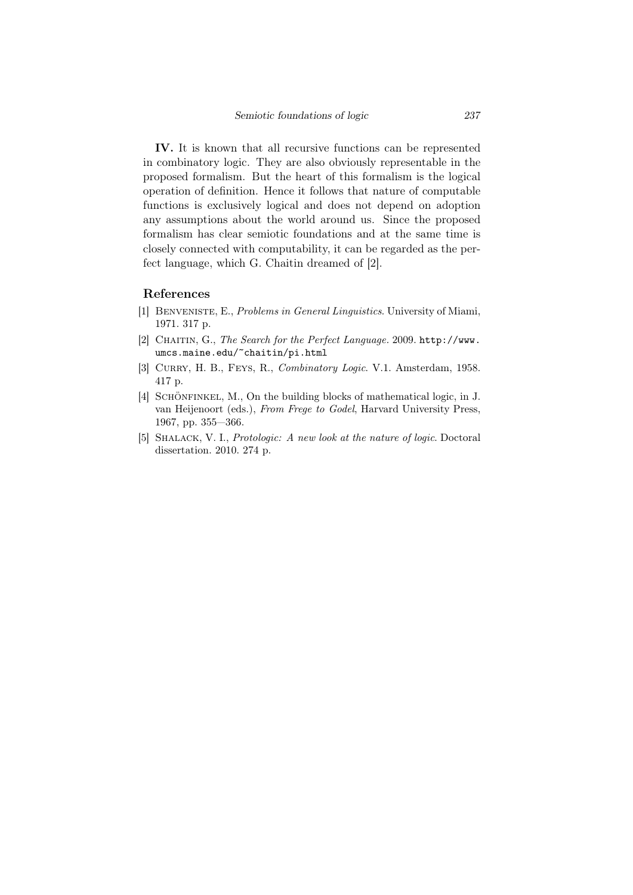**IV.** It is known that all recursive functions can be represented in combinatory logic. They are also obviously representable in the proposed formalism. But the heart of this formalism is the logical operation of definition. Hence it follows that nature of computable functions is exclusively logical and does not depend on adoption any assumptions about the world around us. Since the proposed formalism has clear semiotic foundations and at the same time is closely connected with computability, it can be regarded as the perfect language, which G. Chaitin dreamed of [2].

## References

[1] Benveniste, E., *Problems in General Linguistics*. University of Miami, 1971. 317 p.

[2] Chaitin, G., *The Search for the Perfect Language*. 2009. `http://www.umcs.maine.edu/~chaitin/pi.html`

[3] Curry, H. B., Feys, R., *Combinatory Logic*. V.1. Amsterdam, 1958. 417 p.

[4] Schönfinkel, M., On the building blocks of mathematical logic, in J. van Heijenoort (eds.), *From Frege to Godel*, Harvard University Press, 1967, pp. 355—366.

[5] Shalack, V. I., *Protologic: A new look at the nature of logic*. Doctoral dissertation. 2010. 274 p.